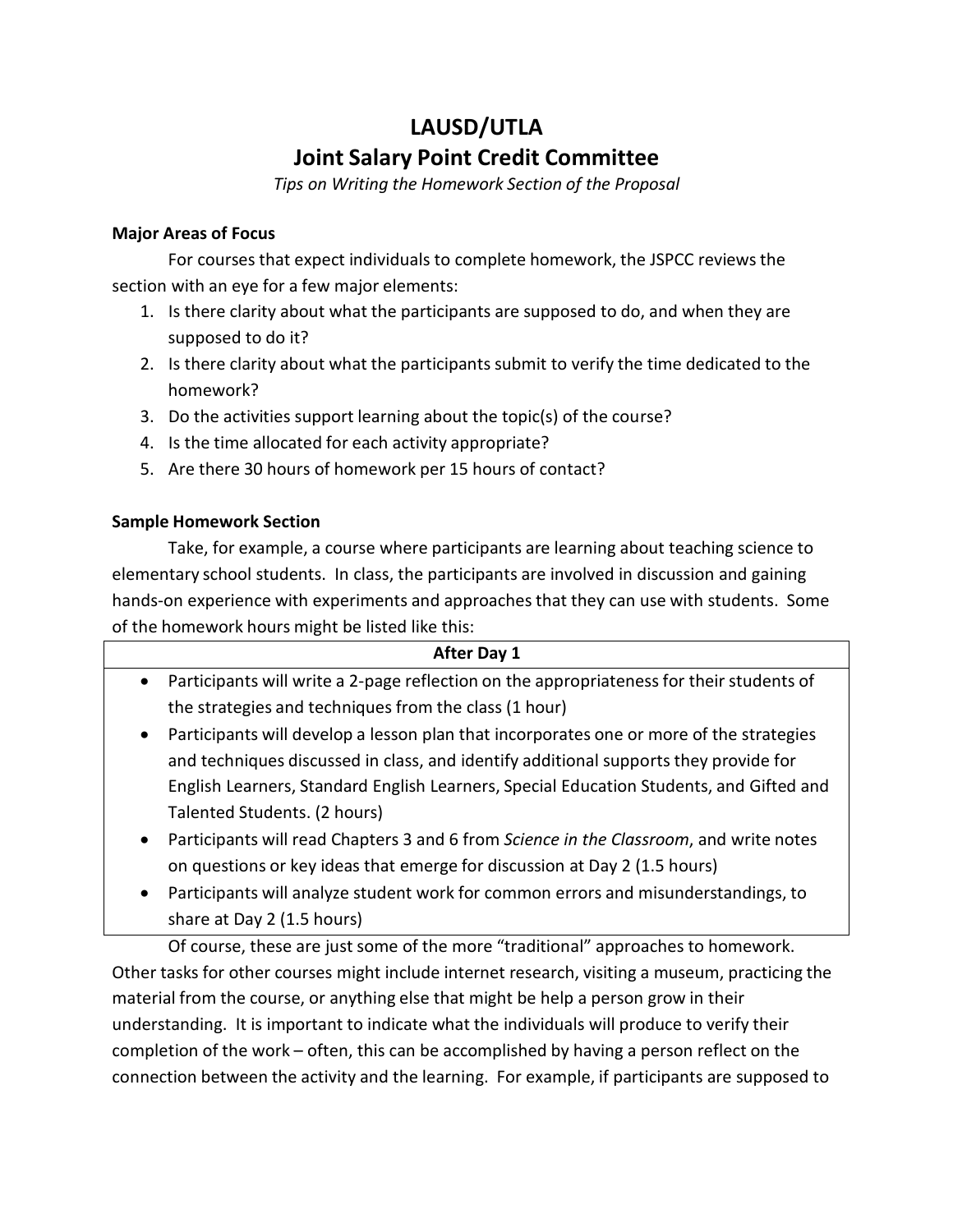# LAUSD/UTLA

# Joint Salary Point Credit Committee

*Tips on Writing the Homework Section of the Proposal*

**Major Areas of Focus**

For courses that expect individuals to complete homework, the JSPCC reviews the section with an eye for a few major elements:

1. Is there clarity about what the participants are supposed to do, and when they are supposed to do it?
2. Is there clarity about what the participants submit to verify the time dedicated to the homework?
3. Do the activities support learning about the topic(s) of the course?
4. Is the time allocated for each activity appropriate?
5. Are there 30 hours of homework per 15 hours of contact?

**Sample Homework Section**

Take, for example, a course where participants are learning about teaching science to elementary school students. In class, the participants are involved in discussion and gaining hands-on experience with experiments and approaches that they can use with students. Some of the homework hours might be listed like this:

| After Day 1 |
|---|
| • Participants will write a 2-page reflection on the appropriateness for their students of the strategies and techniques from the class (1 hour)<br>• Participants will develop a lesson plan that incorporates one or more of the strategies and techniques discussed in class, and identify additional supports they provide for English Learners, Standard English Learners, Special Education Students, and Gifted and Talented Students. (2 hours)<br>• Participants will read Chapters 3 and 6 from *Science in the Classroom*, and write notes on questions or key ideas that emerge for discussion at Day 2 (1.5 hours)<br>• Participants will analyze student work for common errors and misunderstandings, to share at Day 2 (1.5 hours) |

Of course, these are just some of the more "traditional" approaches to homework. Other tasks for other courses might include internet research, visiting a museum, practicing the material from the course, or anything else that might be help a person grow in their understanding. It is important to indicate what the individuals will produce to verify their completion of the work – often, this can be accomplished by having a person reflect on the connection between the activity and the learning. For example, if participants are supposed to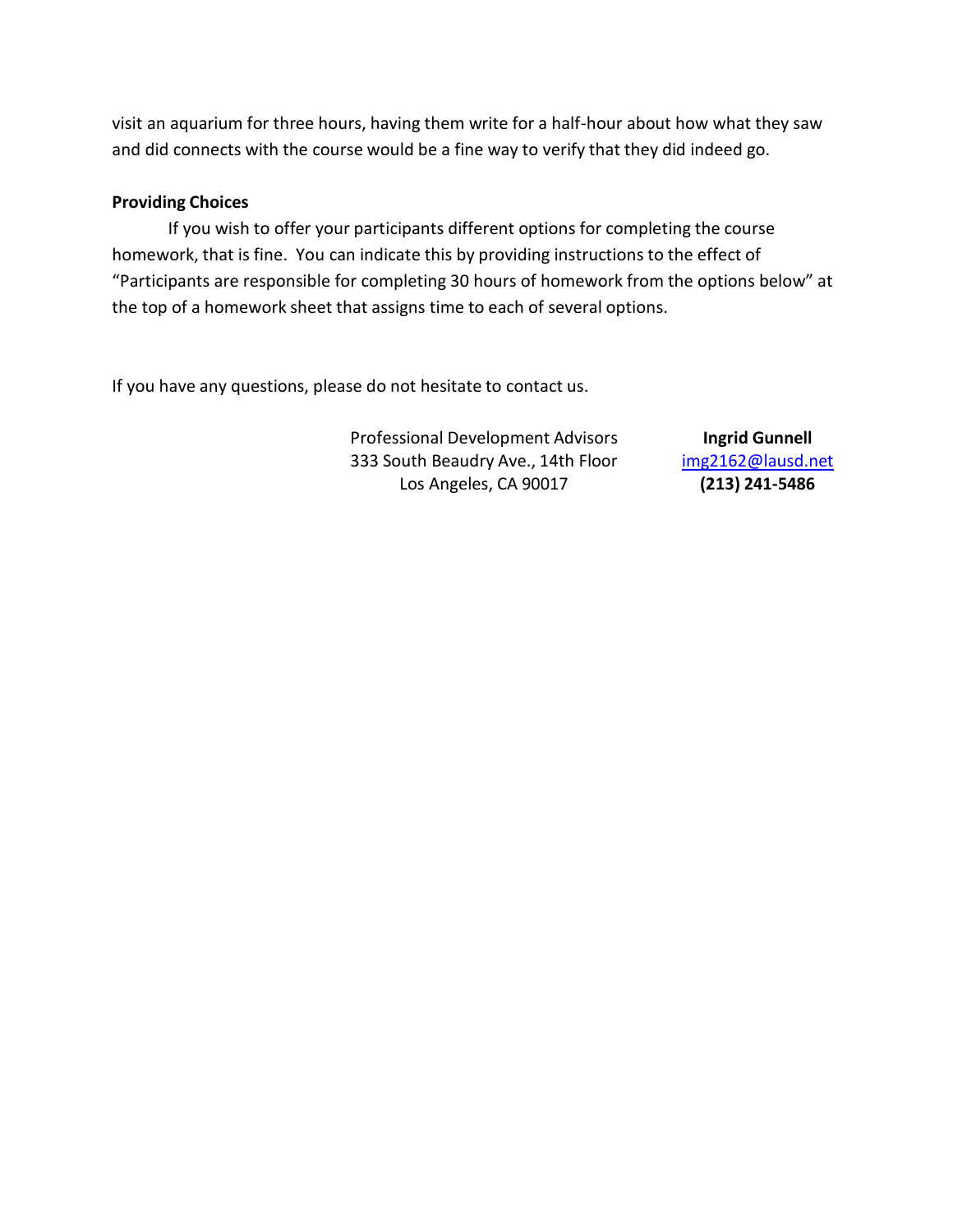visit an aquarium for three hours, having them write for a half-hour about how what they saw and did connects with the course would be a fine way to verify that they did indeed go.

**Providing Choices**

If you wish to offer your participants different options for completing the course homework, that is fine. You can indicate this by providing instructions to the effect of "Participants are responsible for completing 30 hours of homework from the options below" at the top of a homework sheet that assigns time to each of several options.

If you have any questions, please do not hesitate to contact us.

Professional Development Advisors
333 South Beaudry Ave., 14th Floor
Los Angeles, CA 90017

**Ingrid Gunnell**
img2162@lausd.net
**(213) 241-5486**